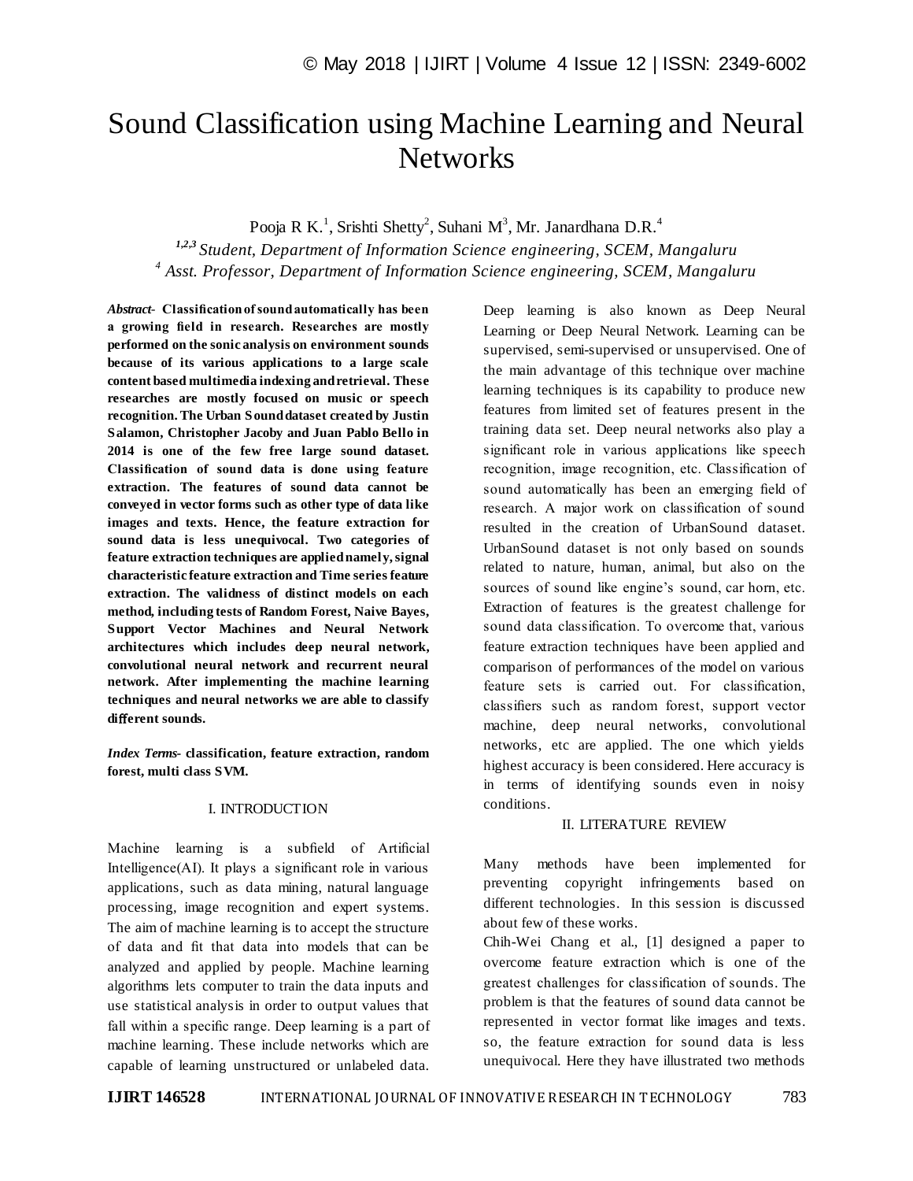# Sound Classification using Machine Learning and Neural Networks

Pooja R K.[1], Srishti Shetty[2], Suhani M[3], Mr. Janardhana D.R.[4]

*[1,2,3] Student, Department of Information Science engineering, SCEM, Mangaluru*

*[4] Asst. Professor, Department of Information Science engineering, SCEM, Mangaluru*

***Abstract-*** **Classification of sound automatically has been a growing field in research. Researches are mostly performed on the sonic analysis on environment sounds because of its various applications to a large scale content based multimedia indexing and retrieval. These researches are mostly focused on music or speech recognition. The Urban Sound dataset created by Justin Salamon, Christopher Jacoby and Juan Pablo Bello in 2014 is one of the few free large sound dataset. Classification of sound data is done using feature extraction. The features of sound data cannot be conveyed in vector forms such as other type of data like images and texts. Hence, the feature extraction for sound data is less unequivocal. Two categories of feature extraction techniques are applied namely, signal characteristic feature extraction and Time series feature extraction. The validness of distinct models on each method, including tests of Random Forest, Naive Bayes, Support Vector Machines and Neural Network architectures which includes deep neural network, convolutional neural network and recurrent neural network. After implementing the machine learning techniques and neural networks we are able to classify different sounds.**

***Index Terms-*** **classification, feature extraction, random forest, multi class SVM.**

## I. INTRODUCTION

Machine learning is a subfield of Artificial Intelligence(AI). It plays a significant role in various applications, such as data mining, natural language processing, image recognition and expert systems. The aim of machine learning is to accept the structure of data and fit that data into models that can be analyzed and applied by people. Machine learning algorithms lets computer to train the data inputs and use statistical analysis in order to output values that fall within a specific range. Deep learning is a part of machine learning. These include networks which are capable of learning unstructured or unlabeled data. Deep learning is also known as Deep Neural Learning or Deep Neural Network. Learning can be supervised, semi-supervised or unsupervised. One of the main advantage of this technique over machine learning techniques is its capability to produce new features from limited set of features present in the training data set. Deep neural networks also play a significant role in various applications like speech recognition, image recognition, etc. Classification of sound automatically has been an emerging field of research. A major work on classification of sound resulted in the creation of UrbanSound dataset. UrbanSound dataset is not only based on sounds related to nature, human, animal, but also on the sources of sound like engine's sound, car horn, etc. Extraction of features is the greatest challenge for sound data classification. To overcome that, various feature extraction techniques have been applied and comparison of performances of the model on various feature sets is carried out. For classification, classifiers such as random forest, support vector machine, deep neural networks, convolutional networks, etc are applied. The one which yields highest accuracy is been considered. Here accuracy is in terms of identifying sounds even in noisy conditions.

## II. LITERATURE REVIEW

Many methods have been implemented for preventing copyright infringements based on different technologies. In this session is discussed about few of these works.

Chih-Wei Chang et al., [1] designed a paper to overcome feature extraction which is one of the greatest challenges for classification of sounds. The problem is that the features of sound data cannot be represented in vector format like images and texts. so, the feature extraction for sound data is less unequivocal. Here they have illustrated two methods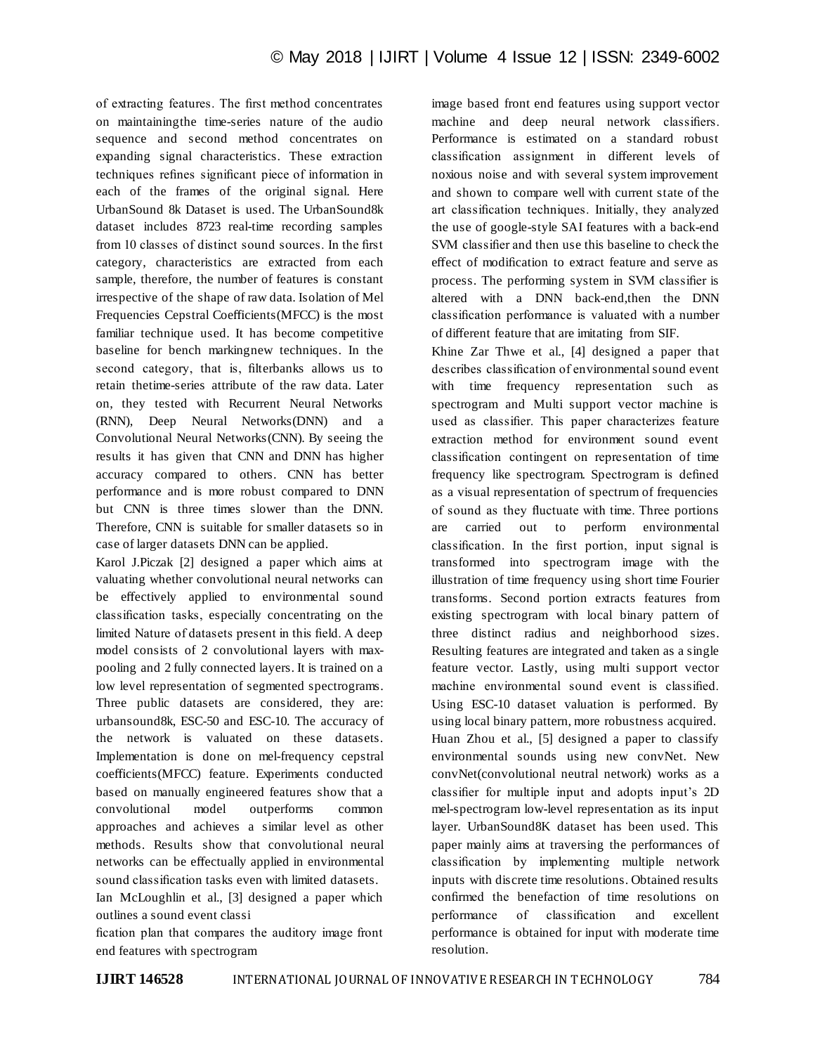of extracting features. The first method concentrates on maintainingthe time-series nature of the audio sequence and second method concentrates on expanding signal characteristics. These extraction techniques refines significant piece of information in each of the frames of the original signal. Here UrbanSound 8k Dataset is used. The UrbanSound8k dataset includes 8723 real-time recording samples from 10 classes of distinct sound sources. In the first category, characteristics are extracted from each sample, therefore, the number of features is constant irrespective of the shape of raw data. Isolation of Mel Frequencies Cepstral Coefficients(MFCC) is the most familiar technique used. It has become competitive baseline for bench markingnew techniques. In the second category, that is, filterbanks allows us to retain thetime-series attribute of the raw data. Later on, they tested with Recurrent Neural Networks (RNN), Deep Neural Networks(DNN) and a Convolutional Neural Networks(CNN). By seeing the results it has given that CNN and DNN has higher accuracy compared to others. CNN has better performance and is more robust compared to DNN but CNN is three times slower than the DNN. Therefore, CNN is suitable for smaller datasets so in case of larger datasets DNN can be applied.

Karol J.Piczak [2] designed a paper which aims at valuating whether convolutional neural networks can be effectively applied to environmental sound classification tasks, especially concentrating on the limited Nature of datasets present in this field. A deep model consists of 2 convolutional layers with max-pooling and 2 fully connected layers. It is trained on a low level representation of segmented spectrograms. Three public datasets are considered, they are: urbansound8k, ESC-50 and ESC-10. The accuracy of the network is valuated on these datasets. Implementation is done on mel-frequency cepstral coefficients(MFCC) feature. Experiments conducted based on manually engineered features show that a convolutional model outperforms common approaches and achieves a similar level as other methods. Results show that convolutional neural networks can be effectually applied in environmental sound classification tasks even with limited datasets.

Ian McLoughlin et al., [3] designed a paper which outlines a sound event classification plan that compares the auditory image front end features with spectrogram image based front end features using support vector machine and deep neural network classifiers. Performance is estimated on a standard robust classification assignment in different levels of noxious noise and with several system improvement and shown to compare well with current state of the art classification techniques. Initially, they analyzed the use of google-style SAI features with a back-end SVM classifier and then use this baseline to check the effect of modification to extract feature and serve as process. The performing system in SVM classifier is altered with a DNN back-end,then the DNN classification performance is valuated with a number of different feature that are imitating from SIF.

Khine Zar Thwe et al., [4] designed a paper that describes classification of environmental sound event with time frequency representation such as spectrogram and Multi support vector machine is used as classifier. This paper characterizes feature extraction method for environment sound event classification contingent on representation of time frequency like spectrogram. Spectrogram is defined as a visual representation of spectrum of frequencies of sound as they fluctuate with time. Three portions are carried out to perform environmental classification. In the first portion, input signal is transformed into spectrogram image with the illustration of time frequency using short time Fourier transforms. Second portion extracts features from existing spectrogram with local binary pattern of three distinct radius and neighborhood sizes. Resulting features are integrated and taken as a single feature vector. Lastly, using multi support vector machine environmental sound event is classified. Using ESC-10 dataset valuation is performed. By using local binary pattern, more robustness acquired.

Huan Zhou et al., [5] designed a paper to classify environmental sounds using new convNet. New convNet(convolutional neutral network) works as a classifier for multiple input and adopts input's 2D mel-spectrogram low-level representation as its input layer. UrbanSound8K dataset has been used. This paper mainly aims at traversing the performances of classification by implementing multiple network inputs with discrete time resolutions. Obtained results confirmed the benefaction of time resolutions on performance of classification and excellent performance is obtained for input with moderate time resolution.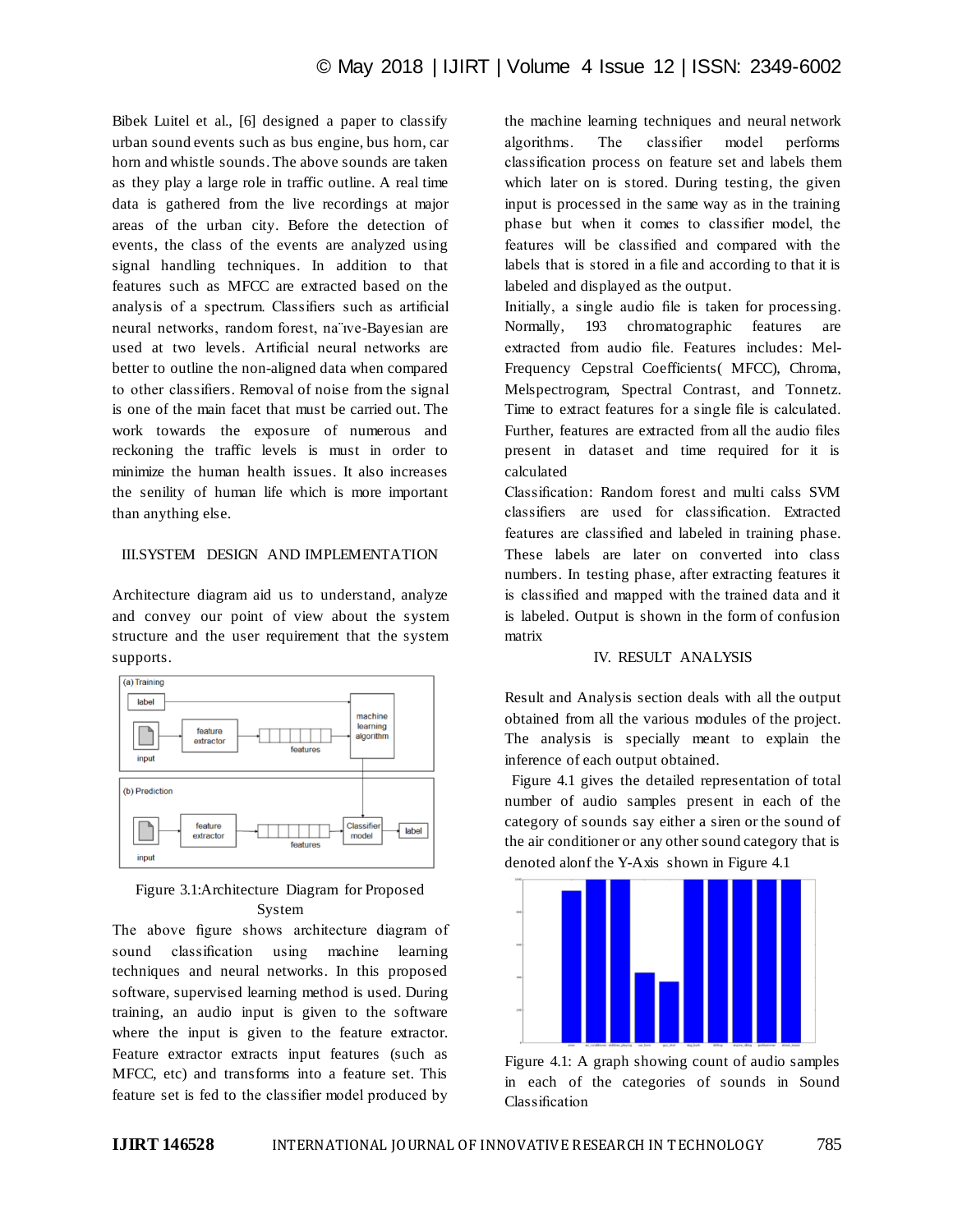Bibek Luitel et al., [6] designed a paper to classify urban sound events such as bus engine, bus horn, car horn and whistle sounds. The above sounds are taken as they play a large role in traffic outline. A real time data is gathered from the live recordings at major areas of the urban city. Before the detection of events, the class of the events are analyzed using signal handling techniques. In addition to that features such as MFCC are extracted based on the analysis of a spectrum. Classifiers such as artificial neural networks, random forest, na¨ıve-Bayesian are used at two levels. Artificial neural networks are better to outline the non-aligned data when compared to other classifiers. Removal of noise from the signal is one of the main facet that must be carried out. The work towards the exposure of numerous and reckoning the traffic levels is must in order to minimize the human health issues. It also increases the senility of human life which is more important than anything else.

## III.SYSTEM DESIGN AND IMPLEMENTATION

Architecture diagram aid us to understand, analyze and convey our point of view about the system structure and the user requirement that the system supports.

Figure 3.1:Architecture Diagram for Proposed System

The above figure shows architecture diagram of sound classification using machine learning techniques and neural networks. In this proposed software, supervised learning method is used. During training, an audio input is given to the software where the input is given to the feature extractor. Feature extractor extracts input features (such as MFCC, etc) and transforms into a feature set. This feature set is fed to the classifier model produced by the machine learning techniques and neural network algorithms. The classifier model performs classification process on feature set and labels them which later on is stored. During testing, the given input is processed in the same way as in the training phase but when it comes to classifier model, the features will be classified and compared with the labels that is stored in a file and according to that it is labeled and displayed as the output.

Initially, a single audio file is taken for processing. Normally, 193 chromatographic features are extracted from audio file. Features includes: Mel-Frequency Cepstral Coefficients( MFCC), Chroma, Melspectrogram, Spectral Contrast, and Tonnetz. Time to extract features for a single file is calculated. Further, features are extracted from all the audio files present in dataset and time required for it is calculated

Classification: Random forest and multi calss SVM classifiers are used for classification. Extracted features are classified and labeled in training phase. These labels are later on converted into class numbers. In testing phase, after extracting features it is classified and mapped with the trained data and it is labeled. Output is shown in the form of confusion matrix

## IV. RESULT ANALYSIS

Result and Analysis section deals with all the output obtained from all the various modules of the project. The analysis is specially meant to explain the inference of each output obtained.

Figure 4.1 gives the detailed representation of total number of audio samples present in each of the category of sounds say either a siren or the sound of the air conditioner or any other sound category that is denoted alonf the Y-Axis shown in Figure 4.1

Figure 4.1: A graph showing count of audio samples in each of the categories of sounds in Sound Classification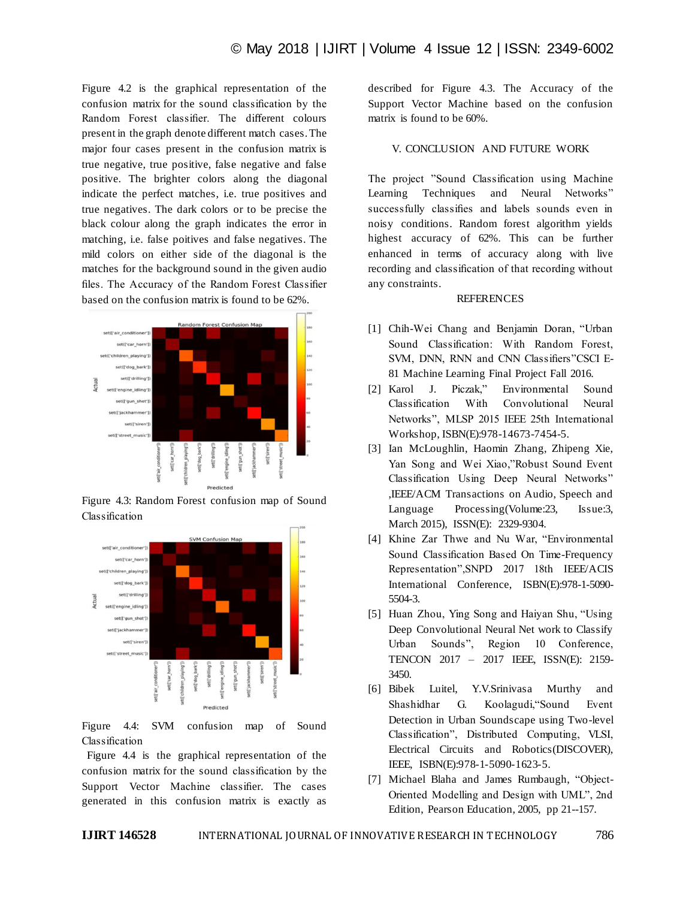Figure 4.2 is the graphical representation of the confusion matrix for the sound classification by the Random Forest classifier. The different colours present in the graph denote different match cases. The major four cases present in the confusion matrix is true negative, true positive, false negative and false positive. The brighter colors along the diagonal indicate the perfect matches, i.e. true positives and true negatives. The dark colors or to be precise the black colour along the graph indicates the error in matching, i.e. false poitives and false negatives. The mild colors on either side of the diagonal is the matches for the background sound in the given audio files. The Accuracy of the Random Forest Classifier based on the confusion matrix is found to be 62%.

Random Forest Confusion Map

set(['air_conditioner'])
set(['car_horn'])
set(['children_playing'])
set(['dog_bark'])
set(['drilling'])
set(['engine_idling'])
set(['gun_shot'])
set(['jackhammer'])
set(['siren'])
set(['street_music'])

Actual

Predicted

200
180
160
140
120
100
80
60
40
20
0

Figure 4.3: Random Forest confusion map of Sound Classification

SVM Confusion Map

set(['air_conditioner'])
set(['car_horn'])
set(['children_playing'])
set(['dog_bark'])
set(['drilling'])
set(['engine_idling'])
set(['gun_shot'])
set(['jackhammer'])
set(['siren'])
set(['street_music'])

Actual

Predicted

200
180
160
140
120
100
80
60
40
20
0

Figure 4.4: SVM confusion map of Sound Classification

Figure 4.4 is the graphical representation of the confusion matrix for the sound classification by the Support Vector Machine classifier. The cases generated in this confusion matrix is exactly as described for Figure 4.3. The Accuracy of the Support Vector Machine based on the confusion matrix is found to be 60%.

## V. CONCLUSION AND FUTURE WORK

The project "Sound Classification using Machine Learning Techniques and Neural Networks" successfully classifies and labels sounds even in noisy conditions. Random forest algorithm yields highest accuracy of 62%. This can be further enhanced in terms of accuracy along with live recording and classification of that recording without any constraints.

## REFERENCES

[1] Chih-Wei Chang and Benjamin Doran, "Urban Sound Classification: With Random Forest, SVM, DNN, RNN and CNN Classifiers"CSCI E-81 Machine Learning Final Project Fall 2016.

[2] Karol J. Piczak," Environmental Sound Classification With Convolutional Neural Networks", MLSP 2015 IEEE 25th International Workshop, ISBN(E):978-14673-7454-5.

[3] Ian McLoughlin, Haomin Zhang, Zhipeng Xie, Yan Song and Wei Xiao,"Robust Sound Event Classification Using Deep Neural Networks" ,IEEE/ACM Transactions on Audio, Speech and Language Processing(Volume:23, Issue:3, March 2015), ISSN(E): 2329-9304.

[4] Khine Zar Thwe and Nu War, "Environmental Sound Classification Based On Time-Frequency Representation",SNPD 2017 18th IEEE/ACIS International Conference, ISBN(E):978-1-5090-5504-3.

[5] Huan Zhou, Ying Song and Haiyan Shu, "Using Deep Convolutional Neural Net work to Classify Urban Sounds", Region 10 Conference, TENCON 2017 – 2017 IEEE, ISSN(E): 2159-3450.

[6] Bibek Luitel, Y.V.Srinivasa Murthy and Shashidhar G. Koolagudi,"Sound Event Detection in Urban Soundscape using Two-level Classification", Distributed Computing, VLSI, Electrical Circuits and Robotics(DISCOVER), IEEE, ISBN(E):978-1-5090-1623-5.

[7] Michael Blaha and James Rumbaugh, "Object-Oriented Modelling and Design with UML", 2nd Edition, Pearson Education, 2005, pp 21--157.